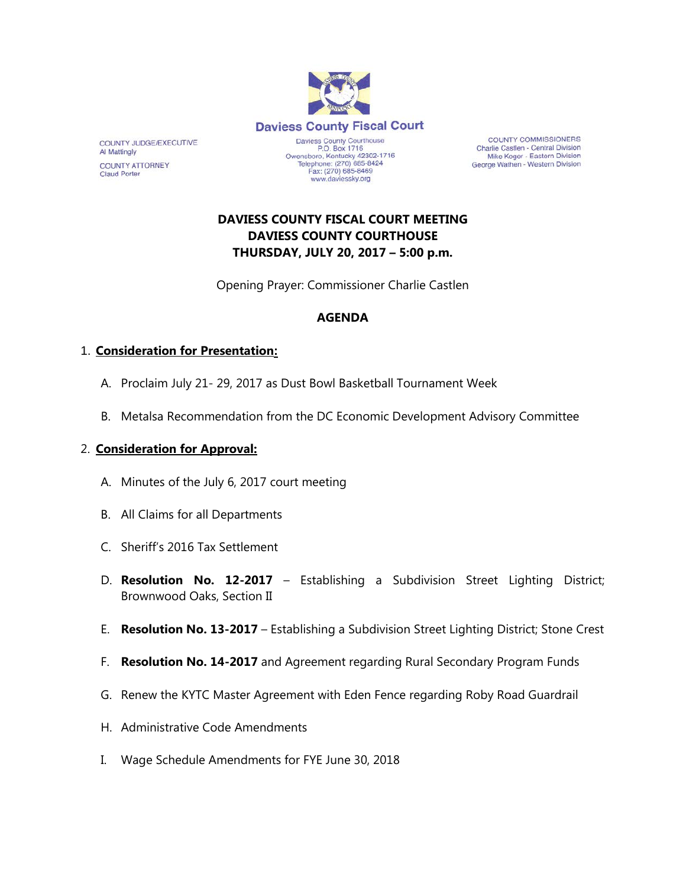# Daviess County Fiscal Court

COUNTY JUDGE/EXECUTIVE
Al Mattingly

COUNTY ATTORNEY
Claud Porter

Daviess County Courthouse
P.O. Box 1716
Owensboro, Kentucky 42302-1716
Telephone: (270) 685-8424
Fax: (270) 685-8469
www.daviessky.org

COUNTY COMMISSIONERS
Charlie Castlen - Central Division
Mike Koger - Eastern Division
George Wathen - Western Division

**DAVIESS COUNTY FISCAL COURT MEETING**
**DAVIESS COUNTY COURTHOUSE**
**THURSDAY, JULY 20, 2017 – 5:00 p.m.**

Opening Prayer: Commissioner Charlie Castlen

**AGENDA**

1. **Consideration for Presentation:**

   A. Proclaim July 21- 29, 2017 as Dust Bowl Basketball Tournament Week

   B. Metalsa Recommendation from the DC Economic Development Advisory Committee

2. **Consideration for Approval:**

   A. Minutes of the July 6, 2017 court meeting

   B. All Claims for all Departments

   C. Sheriff's 2016 Tax Settlement

   D. **Resolution No. 12-2017** – Establishing a Subdivision Street Lighting District; Brownwood Oaks, Section II

   E. **Resolution No. 13-2017** – Establishing a Subdivision Street Lighting District; Stone Crest

   F. **Resolution No. 14-2017** and Agreement regarding Rural Secondary Program Funds

   G. Renew the KYTC Master Agreement with Eden Fence regarding Roby Road Guardrail

   H. Administrative Code Amendments

   I. Wage Schedule Amendments for FYE June 30, 2018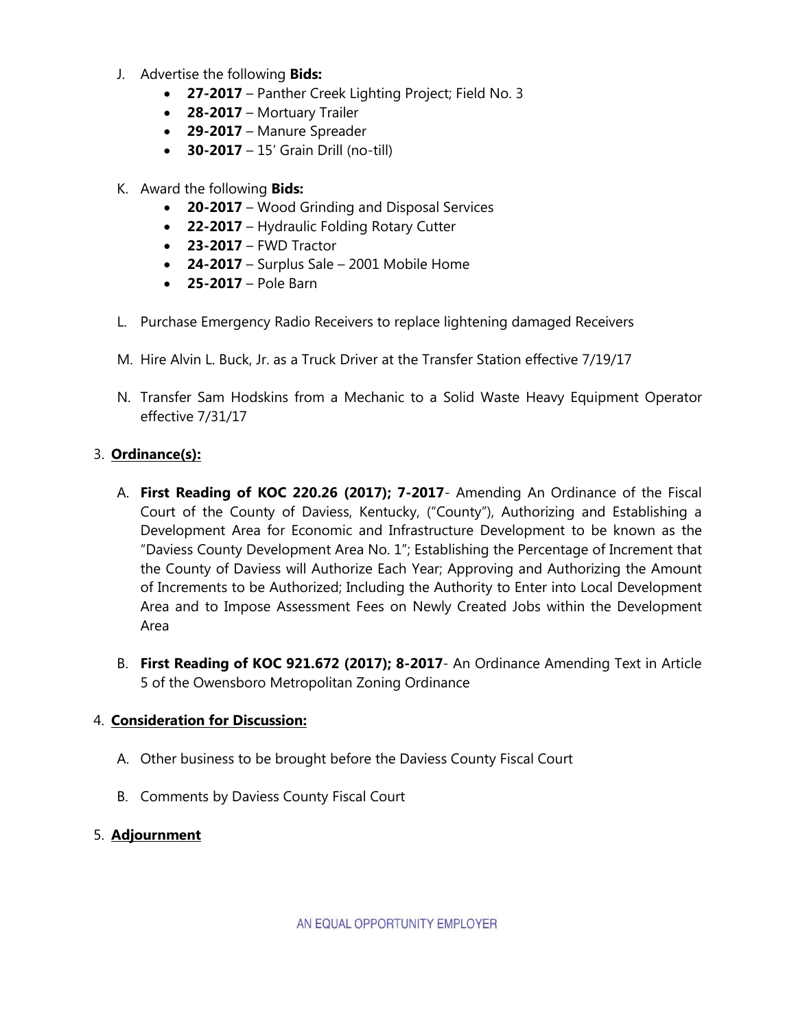J. Advertise the following **Bids:**
   - **27-2017** – Panther Creek Lighting Project; Field No. 3
   - **28-2017** – Mortuary Trailer
   - **29-2017** – Manure Spreader
   - **30-2017** – 15' Grain Drill (no-till)

K. Award the following **Bids:**
   - **20-2017** – Wood Grinding and Disposal Services
   - **22-2017** – Hydraulic Folding Rotary Cutter
   - **23-2017** – FWD Tractor
   - **24-2017** – Surplus Sale – 2001 Mobile Home
   - **25-2017** – Pole Barn

L. Purchase Emergency Radio Receivers to replace lightening damaged Receivers

M. Hire Alvin L. Buck, Jr. as a Truck Driver at the Transfer Station effective 7/19/17

N. Transfer Sam Hodskins from a Mechanic to a Solid Waste Heavy Equipment Operator effective 7/31/17

3. **Ordinance(s):**

   A. **First Reading of KOC 220.26 (2017); 7-2017**- Amending An Ordinance of the Fiscal Court of the County of Daviess, Kentucky, ("County"), Authorizing and Establishing a Development Area for Economic and Infrastructure Development to be known as the "Daviess County Development Area No. 1"; Establishing the Percentage of Increment that the County of Daviess will Authorize Each Year; Approving and Authorizing the Amount of Increments to be Authorized; Including the Authority to Enter into Local Development Area and to Impose Assessment Fees on Newly Created Jobs within the Development Area

   B. **First Reading of KOC 921.672 (2017); 8-2017**- An Ordinance Amending Text in Article 5 of the Owensboro Metropolitan Zoning Ordinance

4. **Consideration for Discussion:**

   A. Other business to be brought before the Daviess County Fiscal Court

   B. Comments by Daviess County Fiscal Court

5. **Adjournment**

AN EQUAL OPPORTUNITY EMPLOYER